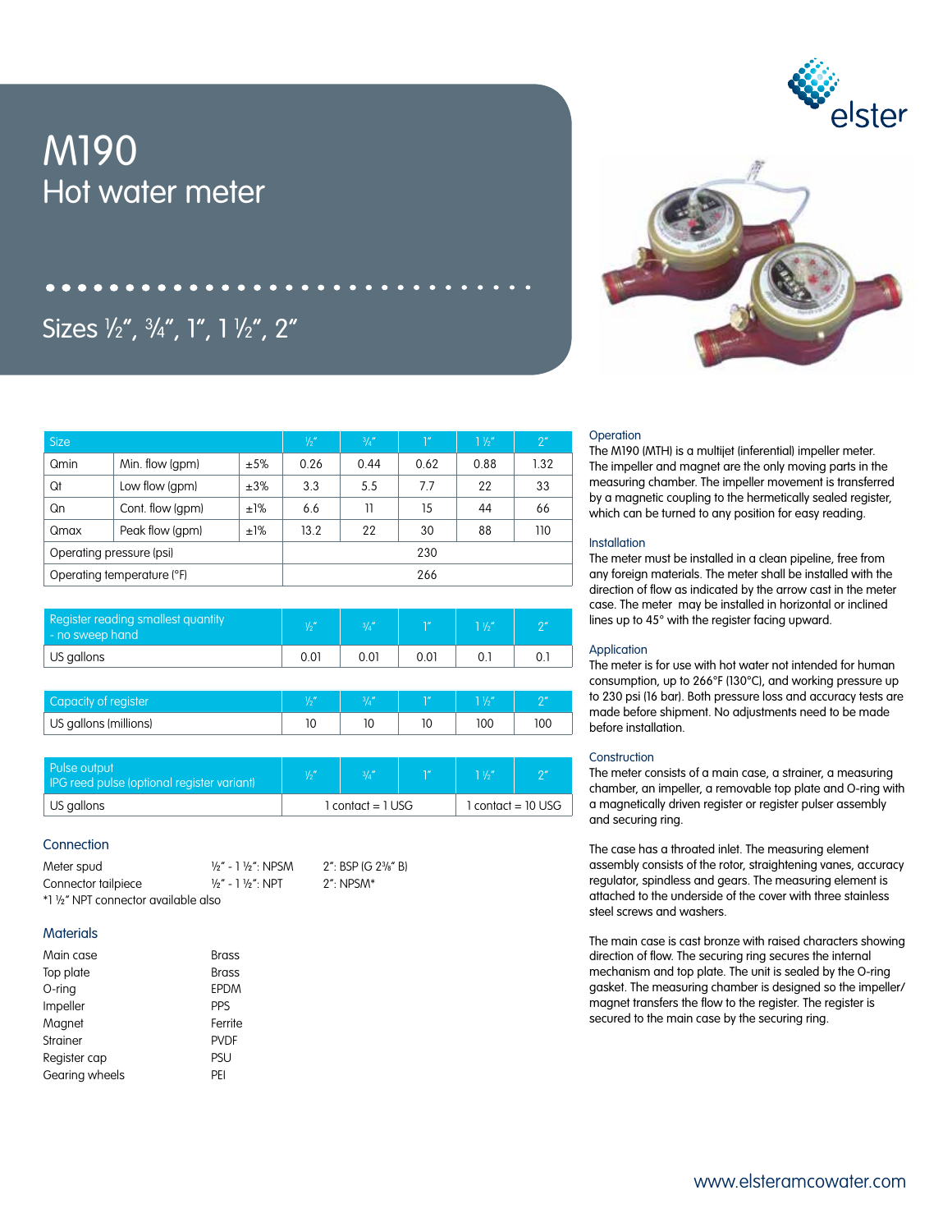# M190

## Hot water meter

### Sizes ½", ¾", 1", 1 ½", 2"

| Size | | | ½" | ¾" | 1" | 1 ½" | 2" |
|---|---|---|---|---|---|---|---|
| Qmin | Min. flow (gpm) | ±5% | 0.26 | 0.44 | 0.62 | 0.88 | 1.32 |
| Qt | Low flow (gpm) | ±3% | 3.3 | 5.5 | 7.7 | 22 | 33 |
| Qn | Cont. flow (gpm) | ±1% | 6.6 | 11 | 15 | 44 | 66 |
| Qmax | Peak flow (gpm) | ±1% | 13.2 | 22 | 30 | 88 | 110 |
| Operating pressure (psi) | | | 230 | | | | |
| Operating temperature (°F) | | | 266 | | | | |

| Register reading smallest quantity - no sweep hand | ½" | ¾" | 1" | 1 ½" | 2" |
|---|---|---|---|---|---|
| US gallons | 0.01 | 0.01 | 0.01 | 0.1 | 0.1 |

| Capacity of register | ½" | ¾" | 1" | 1 ½" | 2" |
|---|---|---|---|---|---|
| US gallons (millions) | 10 | 10 | 10 | 100 | 100 |

| Pulse output IPG reed pulse (optional register variant) | ½" | ¾" | 1" | 1 ½" | 2" |
|---|---|---|---|---|---|
| US gallons | 1 contact = 1 USG | | | 1 contact = 10 USG | |

### Connection

| | | |
|---|---|---|
| Meter spud | ½" - 1 ½": NPSM | 2": BSP (G 2⅜" B) |
| Connector tailpiece | ½" - 1 ½": NPT | 2": NPSM* |

*1 ½" NPT connector available also

### Materials

| | |
|---|---|
| Main case | Brass |
| Top plate | Brass |
| O-ring | EPDM |
| Impeller | PPS |
| Magnet | Ferrite |
| Strainer | PVDF |
| Register cap | PSU |
| Gearing wheels | PEI |

### Operation

The M190 (MTH) is a multijet (inferential) impeller meter. The impeller and magnet are the only moving parts in the measuring chamber. The impeller movement is transferred by a magnetic coupling to the hermetically sealed register, which can be turned to any position for easy reading.

### Installation

The meter must be installed in a clean pipeline, free from any foreign materials. The meter shall be installed with the direction of flow as indicated by the arrow cast in the meter case. The meter may be installed in horizontal or inclined lines up to 45° with the register facing upward.

### Application

The meter is for use with hot water not intended for human consumption, up to 266°F (130°C), and working pressure up to 230 psi (16 bar). Both pressure loss and accuracy tests are made before shipment. No adjustments need to be made before installation.

### Construction

The meter consists of a main case, a strainer, a measuring chamber, an impeller, a removable top plate and O-ring with a magnetically driven register or register pulser assembly and securing ring.

The case has a throated inlet. The measuring element assembly consists of the rotor, straightening vanes, accuracy regulator, spindless and gears. The measuring element is attached to the underside of the cover with three stainless steel screws and washers.

The main case is cast bronze with raised characters showing direction of flow. The securing ring secures the internal mechanism and top plate. The unit is sealed by the O-ring gasket. The measuring chamber is designed so the impeller/magnet transfers the flow to the register. The register is secured to the main case by the securing ring.

www.elsteramcowater.com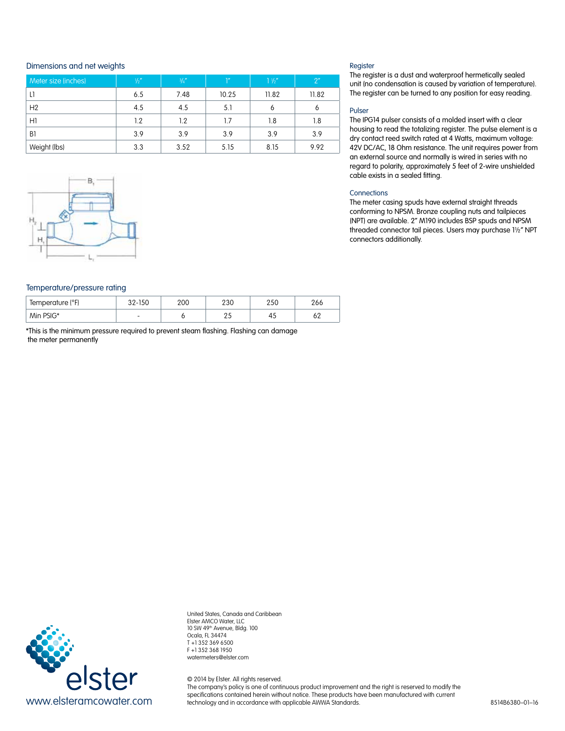## Dimensions and net weights

| Meter size (inches) | ½" | ¾" | 1" | 1 ½" | 2" |
|---|---|---|---|---|---|
| L1 | 6.5 | 7.48 | 10.25 | 11.82 | 11.82 |
| H2 | 4.5 | 4.5 | 5.1 | 6 | 6 |
| H1 | 1.2 | 1.2 | 1.7 | 1.8 | 1.8 |
| B1 | 3.9 | 3.9 | 3.9 | 3.9 | 3.9 |
| Weight (lbs) | 3.3 | 3.52 | 5.15 | 8.15 | 9.92 |

$B_1$

$H_2$

$H_1$

$L_1$

## Temperature/pressure rating

| Temperature (°F) | 32-150 | 200 | 230 | 250 | 266 |
|---|---|---|---|---|---|
| Min PSIG* | - | 6 | 25 | 45 | 62 |

*This is the minimum pressure required to prevent steam flashing. Flashing can damage the meter permanently

### Register

The register is a dust and waterproof hermetically sealed unit (no condensation is caused by variation of temperature). The register can be turned to any position for easy reading.

### Pulser

The IPG14 pulser consists of a molded insert with a clear housing to read the totalizing register. The pulse element is a dry contact reed switch rated at 4 Watts, maximum voltage: 42V DC/AC, 18 Ohm resistance. The unit requires power from an external source and normally is wired in series with no regard to polarity, approximately 5 feet of 2-wire unshielded cable exists in a sealed fitting.

### Connections

The meter casing spuds have external straight threads conforming to NPSM. Bronze coupling nuts and tailpieces (NPT) are available. 2" M190 includes BSP spuds and NPSM threaded connector tail pieces. Users may purchase 1½" NPT connectors additionally.

elster

www.elsteramcowater.com

United States, Canada and Caribbean
Elster AMCO Water, LLC
10 SW 49th Avenue, Bldg. 100
Ocala, FL 34474
T +1 352 369 6500
F +1 352 368 1950
watermeters@elster.com

© 2014 by Elster. All rights reserved.
The company's policy is one of continuous product improvement and the right is reserved to modify the specifications contained herein without notice. These products have been manufactured with current technology and in accordance with applicable AWWA Standards.

8514B6380–01–16